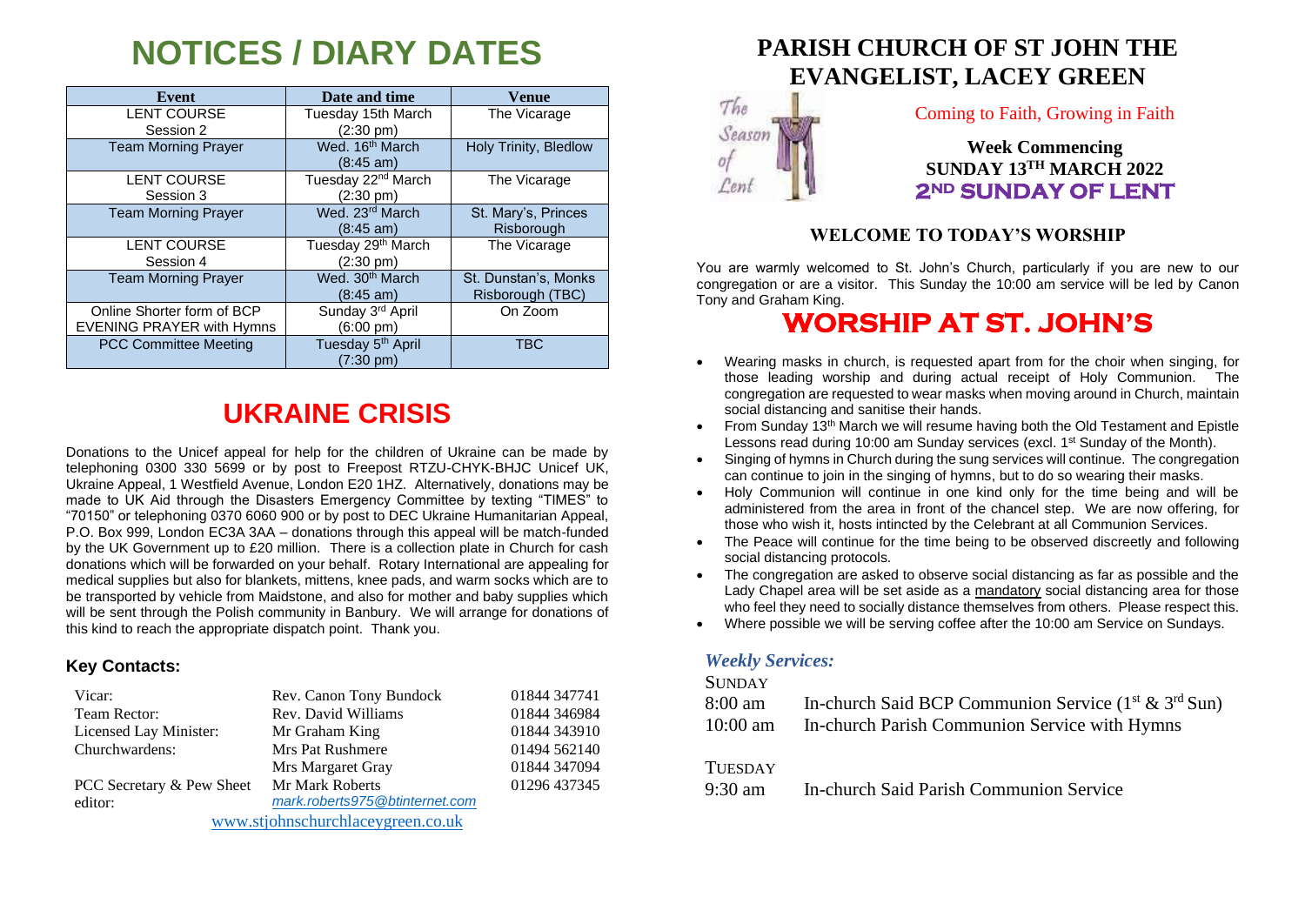# NOTICES / DIARY DATES

| Event | Date and time | Venue |
|---|---|---|
| LENT COURSE Session 2 | Tuesday 15th March (2:30 pm) | The Vicarage |
| Team Morning Prayer | Wed. 16th March (8:45 am) | Holy Trinity, Bledlow |
| LENT COURSE Session 3 | Tuesday 22nd March (2:30 pm) | The Vicarage |
| Team Morning Prayer | Wed. 23rd March (8:45 am) | St. Mary's, Princes Risborough |
| LENT COURSE Session 4 | Tuesday 29th March (2:30 pm) | The Vicarage |
| Team Morning Prayer | Wed. 30th March (8:45 am) | St. Dunstan's, Monks Risborough (TBC) |
| Online Shorter form of BCP EVENING PRAYER with Hymns | Sunday 3rd April (6:00 pm) | On Zoom |
| PCC Committee Meeting | Tuesday 5th April (7:30 pm) | TBC |

# UKRAINE CRISIS

Donations to the Unicef appeal for help for the children of Ukraine can be made by telephoning 0300 330 5699 or by post to Freepost RTZU-CHYK-BHJC Unicef UK, Ukraine Appeal, 1 Westfield Avenue, London E20 1HZ. Alternatively, donations may be made to UK Aid through the Disasters Emergency Committee by texting "TIMES" to "70150" or telephoning 0370 6060 900 or by post to DEC Ukraine Humanitarian Appeal, P.O. Box 999, London EC3A 3AA – donations through this appeal will be match-funded by the UK Government up to £20 million. There is a collection plate in Church for cash donations which will be forwarded on your behalf. Rotary International are appealing for medical supplies but also for blankets, mittens, knee pads, and warm socks which are to be transported by vehicle from Maidstone, and also for mother and baby supplies which will be sent through the Polish community in Banbury. We will arrange for donations of this kind to reach the appropriate dispatch point. Thank you.

### Key Contacts:

| | | |
|---|---|---|
| Vicar: | Rev. Canon Tony Bundock | 01844 347741 |
| Team Rector: | Rev. David Williams | 01844 346984 |
| Licensed Lay Minister: | Mr Graham King | 01844 343910 |
| Churchwardens: | Mrs Pat Rushmere | 01494 562140 |
| | Mrs Margaret Gray | 01844 347094 |
| PCC Secretary & Pew Sheet editor: | Mr Mark Roberts *mark.roberts975@btinternet.com* | 01296 437345 |

www.stjohnschurchlaceygreen.co.uk

# PARISH CHURCH OF ST JOHN THE EVANGELIST, LACEY GREEN

The Season of Lent

Coming to Faith, Growing in Faith

**Week Commencing**
**SUNDAY 13TH MARCH 2022**
**2ND SUNDAY OF LENT**

## WELCOME TO TODAY'S WORSHIP

You are warmly welcomed to St. John's Church, particularly if you are new to our congregation or are a visitor. This Sunday the 10:00 am service will be led by Canon Tony and Graham King.

# WORSHIP AT ST. JOHN'S

- Wearing masks in church, is requested apart from for the choir when singing, for those leading worship and during actual receipt of Holy Communion. The congregation are requested to wear masks when moving around in Church, maintain social distancing and sanitise their hands.
- From Sunday 13th March we will resume having both the Old Testament and Epistle Lessons read during 10:00 am Sunday services (excl. 1st Sunday of the Month).
- Singing of hymns in Church during the sung services will continue. The congregation can continue to join in the singing of hymns, but to do so wearing their masks.
- Holy Communion will continue in one kind only for the time being and will be administered from the area in front of the chancel step. We are now offering, for those who wish it, hosts intincted by the Celebrant at all Communion Services.
- The Peace will continue for the time being to be observed discreetly and following social distancing protocols.
- The congregation are asked to observe social distancing as far as possible and the Lady Chapel area will be set aside as a mandatory social distancing area for those who feel they need to socially distance themselves from others. Please respect this.
- Where possible we will be serving coffee after the 10:00 am Service on Sundays.

### *Weekly Services:*

SUNDAY

| | |
|---|---|
| 8:00 am | In-church Said BCP Communion Service (1st & 3rd Sun) |
| 10:00 am | In-church Parish Communion Service with Hymns |

TUESDAY

| | |
|---|---|
| 9:30 am | In-church Said Parish Communion Service |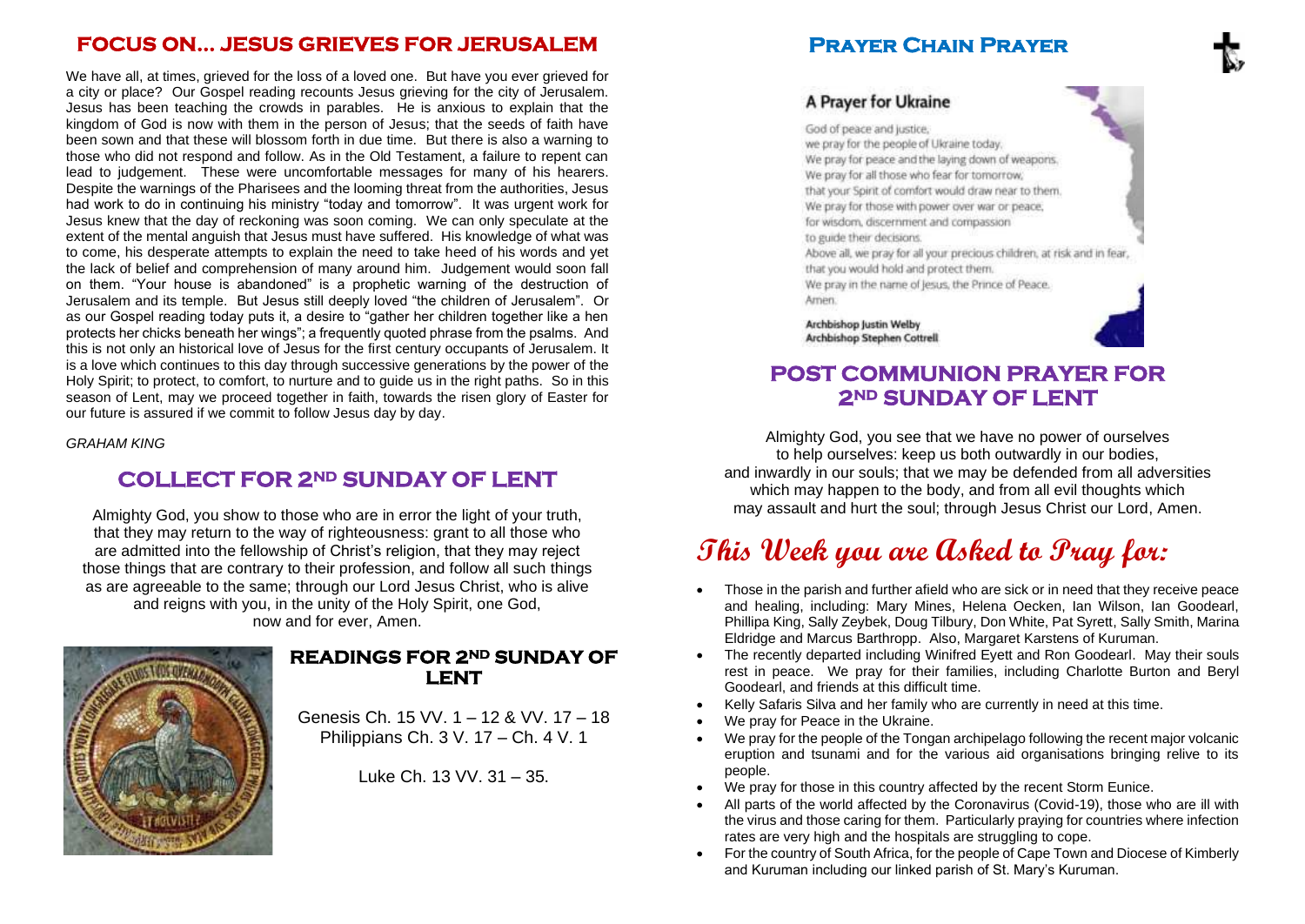## FOCUS ON... JESUS GRIEVES FOR JERUSALEM

We have all, at times, grieved for the loss of a loved one. But have you ever grieved for a city or place? Our Gospel reading recounts Jesus grieving for the city of Jerusalem. Jesus has been teaching the crowds in parables. He is anxious to explain that the kingdom of God is now with them in the person of Jesus; that the seeds of faith have been sown and that these will blossom forth in due time. But there is also a warning to those who did not respond and follow. As in the Old Testament, a failure to repent can lead to judgement. These were uncomfortable messages for many of his hearers. Despite the warnings of the Pharisees and the looming threat from the authorities, Jesus had work to do in continuing his ministry "today and tomorrow". It was urgent work for Jesus knew that the day of reckoning was soon coming. We can only speculate at the extent of the mental anguish that Jesus must have suffered. His knowledge of what was to come, his desperate attempts to explain the need to take heed of his words and yet the lack of belief and comprehension of many around him. Judgement would soon fall on them. "Your house is abandoned" is a prophetic warning of the destruction of Jerusalem and its temple. But Jesus still deeply loved "the children of Jerusalem". Or as our Gospel reading today puts it, a desire to "gather her children together like a hen protects her chicks beneath her wings"; a frequently quoted phrase from the psalms. And this is not only an historical love of Jesus for the first century occupants of Jerusalem. It is a love which continues to this day through successive generations by the power of the Holy Spirit; to protect, to comfort, to nurture and to guide us in the right paths. So in this season of Lent, may we proceed together in faith, towards the risen glory of Easter for our future is assured if we commit to follow Jesus day by day.

*GRAHAM KING*

## COLLECT FOR 2ND SUNDAY OF LENT

Almighty God, you show to those who are in error the light of your truth, that they may return to the way of righteousness: grant to all those who are admitted into the fellowship of Christ's religion, that they may reject those things that are contrary to their profession, and follow all such things as are agreeable to the same; through our Lord Jesus Christ, who is alive and reigns with you, in the unity of the Holy Spirit, one God, now and for ever, Amen.

### READINGS FOR 2ND SUNDAY OF LENT

Genesis Ch. 15 VV. 1 – 12 & VV. 17 – 18
Philippians Ch. 3 V. 17 – Ch. 4 V. 1

Luke Ch. 13 VV. 31 – 35.

## Prayer Chain Prayer

### A Prayer for Ukraine

God of peace and justice,
we pray for the people of Ukraine today.
We pray for peace and the laying down of weapons.
We pray for all those who fear for tomorrow,
that your Spirit of comfort would draw near to them.
We pray for those with power over war or peace,
for wisdom, discernment and compassion
to guide their decisions.
Above all, we pray for all your precious children, at risk and in fear,
that you would hold and protect them.
We pray in the name of Jesus, the Prince of Peace.
Amen.

**Archbishop Justin Welby**
**Archbishop Stephen Cottrell**

## POST COMMUNION PRAYER FOR 2ND SUNDAY OF LENT

Almighty God, you see that we have no power of ourselves to help ourselves: keep us both outwardly in our bodies, and inwardly in our souls; that we may be defended from all adversities which may happen to the body, and from all evil thoughts which may assault and hurt the soul; through Jesus Christ our Lord, Amen.

## This Week you are Asked to Pray for:

- Those in the parish and further afield who are sick or in need that they receive peace and healing, including: Mary Mines, Helena Oecken, Ian Wilson, Ian Goodearl, Phillipa King, Sally Zeybek, Doug Tilbury, Don White, Pat Syrett, Sally Smith, Marina Eldridge and Marcus Barthropp. Also, Margaret Karstens of Kuruman.
- The recently departed including Winifred Eyett and Ron Goodearl. May their souls rest in peace. We pray for their families, including Charlotte Burton and Beryl Goodearl, and friends at this difficult time.
- Kelly Safaris Silva and her family who are currently in need at this time.
- We pray for Peace in the Ukraine.
- We pray for the people of the Tongan archipelago following the recent major volcanic eruption and tsunami and for the various aid organisations bringing relive to its people.
- We pray for those in this country affected by the recent Storm Eunice.
- All parts of the world affected by the Coronavirus (Covid-19), those who are ill with the virus and those caring for them. Particularly praying for countries where infection rates are very high and the hospitals are struggling to cope.
- For the country of South Africa, for the people of Cape Town and Diocese of Kimberly and Kuruman including our linked parish of St. Mary's Kuruman.